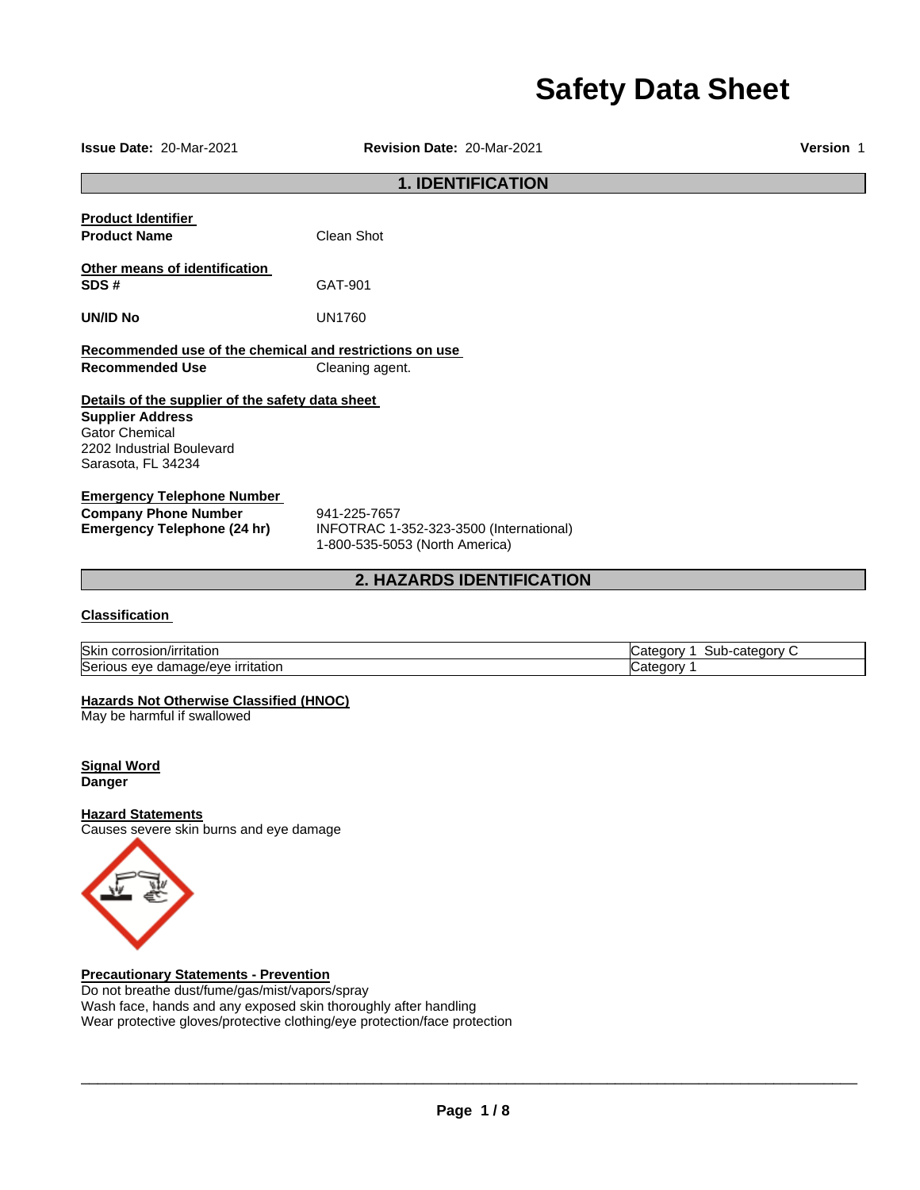# Safety Data Sheet

**Issue Date:** 20-Mar-2021 **Revision Date:** 20-Mar-2021 **Version** 1

## 1. IDENTIFICATION

**Product Identifier**

**Product Name** Clean Shot

**Other means of identification**

**SDS #** GAT-901

**UN/ID No** UN1760

**Recommended use of the chemical and restrictions on use**

**Recommended Use** Cleaning agent.

**Details of the supplier of the safety data sheet**

**Supplier Address**
Gator Chemical
2202 Industrial Boulevard
Sarasota, FL 34234

**Emergency Telephone Number**

**Company Phone Number** 941-225-7657

**Emergency Telephone (24 hr)** INFOTRAC 1-352-323-3500 (International)
1-800-535-5053 (North America)

## 2. HAZARDS IDENTIFICATION

**Classification**

| | |
|---|---|
| Skin corrosion/irritation | Category 1 Sub-category C |
| Serious eye damage/eye irritation | Category 1 |

**Hazards Not Otherwise Classified (HNOC)**
May be harmful if swallowed

**Signal Word**
**Danger**

**Hazard Statements**
Causes severe skin burns and eye damage

**Precautionary Statements - Prevention**
Do not breathe dust/fume/gas/mist/vapors/spray
Wash face, hands and any exposed skin thoroughly after handling
Wear protective gloves/protective clothing/eye protection/face protection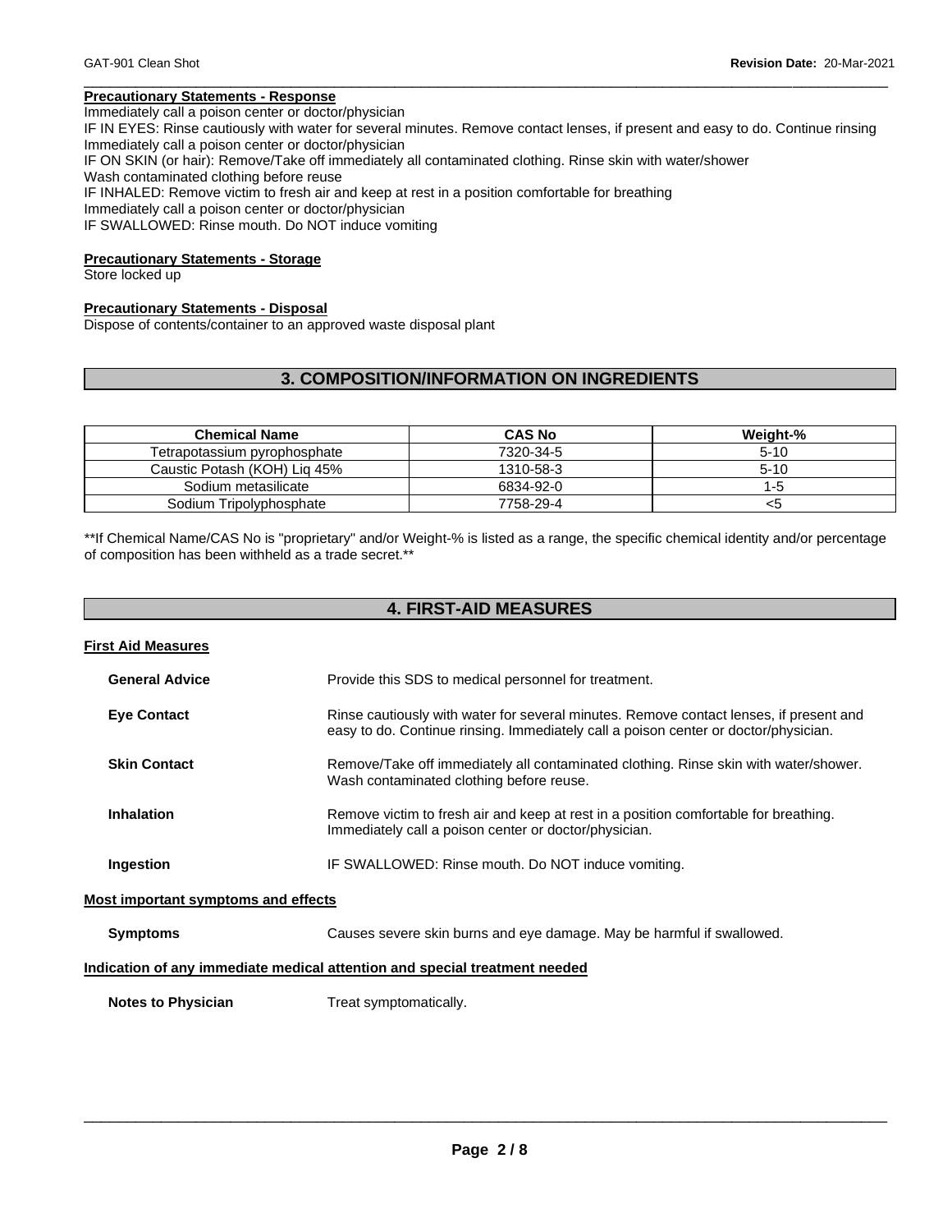**Precautionary Statements - Response**

Immediately call a poison center or doctor/physician
IF IN EYES: Rinse cautiously with water for several minutes. Remove contact lenses, if present and easy to do. Continue rinsing
Immediately call a poison center or doctor/physician
IF ON SKIN (or hair): Remove/Take off immediately all contaminated clothing. Rinse skin with water/shower
Wash contaminated clothing before reuse
IF INHALED: Remove victim to fresh air and keep at rest in a position comfortable for breathing
Immediately call a poison center or doctor/physician
IF SWALLOWED: Rinse mouth. Do NOT induce vomiting

**Precautionary Statements - Storage**

Store locked up

**Precautionary Statements - Disposal**

Dispose of contents/container to an approved waste disposal plant

## 3. COMPOSITION/INFORMATION ON INGREDIENTS

| Chemical Name | CAS No | Weight-% |
|---|---|---|
| Tetrapotassium pyrophosphate | 7320-34-5 | 5-10 |
| Caustic Potash (KOH) Liq 45% | 1310-58-3 | 5-10 |
| Sodium metasilicate | 6834-92-0 | 1-5 |
| Sodium Tripolyphosphate | 7758-29-4 | <5 |

**If Chemical Name/CAS No is "proprietary" and/or Weight-% is listed as a range, the specific chemical identity and/or percentage of composition has been withheld as a trade secret.**

## 4. FIRST-AID MEASURES

**First Aid Measures**

**General Advice** Provide this SDS to medical personnel for treatment.

**Eye Contact** Rinse cautiously with water for several minutes. Remove contact lenses, if present and easy to do. Continue rinsing. Immediately call a poison center or doctor/physician.

**Skin Contact** Remove/Take off immediately all contaminated clothing. Rinse skin with water/shower. Wash contaminated clothing before reuse.

**Inhalation** Remove victim to fresh air and keep at rest in a position comfortable for breathing. Immediately call a poison center or doctor/physician.

**Ingestion** IF SWALLOWED: Rinse mouth. Do NOT induce vomiting.

**Most important symptoms and effects**

**Symptoms** Causes severe skin burns and eye damage. May be harmful if swallowed.

**Indication of any immediate medical attention and special treatment needed**

**Notes to Physician** Treat symptomatically.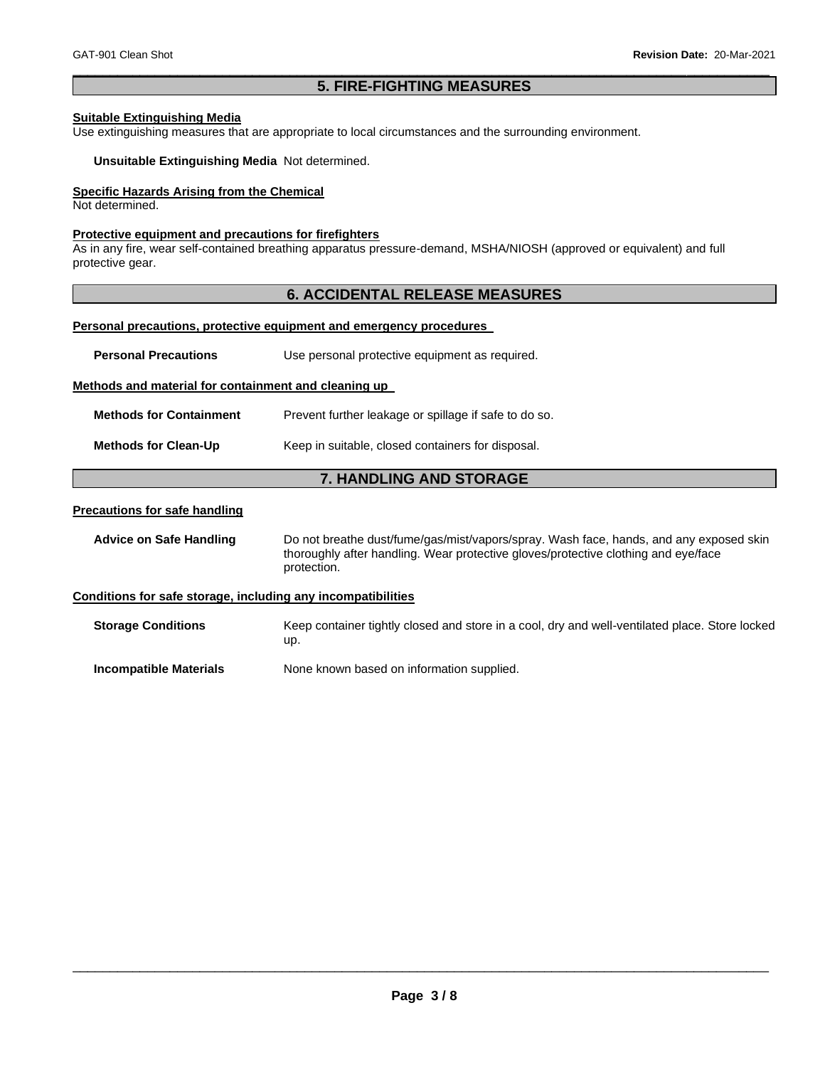## 5. FIRE-FIGHTING MEASURES

**Suitable Extinguishing Media**

Use extinguishing measures that are appropriate to local circumstances and the surrounding environment.

**Unsuitable Extinguishing Media** Not determined.

**Specific Hazards Arising from the Chemical**

Not determined.

**Protective equipment and precautions for firefighters**

As in any fire, wear self-contained breathing apparatus pressure-demand, MSHA/NIOSH (approved or equivalent) and full protective gear.

## 6. ACCIDENTAL RELEASE MEASURES

**Personal precautions, protective equipment and emergency procedures**

**Personal Precautions** Use personal protective equipment as required.

**Methods and material for containment and cleaning up**

**Methods for Containment** Prevent further leakage or spillage if safe to do so.

**Methods for Clean-Up** Keep in suitable, closed containers for disposal.

## 7. HANDLING AND STORAGE

**Precautions for safe handling**

**Advice on Safe Handling** Do not breathe dust/fume/gas/mist/vapors/spray. Wash face, hands, and any exposed skin thoroughly after handling. Wear protective gloves/protective clothing and eye/face protection.

**Conditions for safe storage, including any incompatibilities**

**Storage Conditions** Keep container tightly closed and store in a cool, dry and well-ventilated place. Store locked up.

**Incompatible Materials** None known based on information supplied.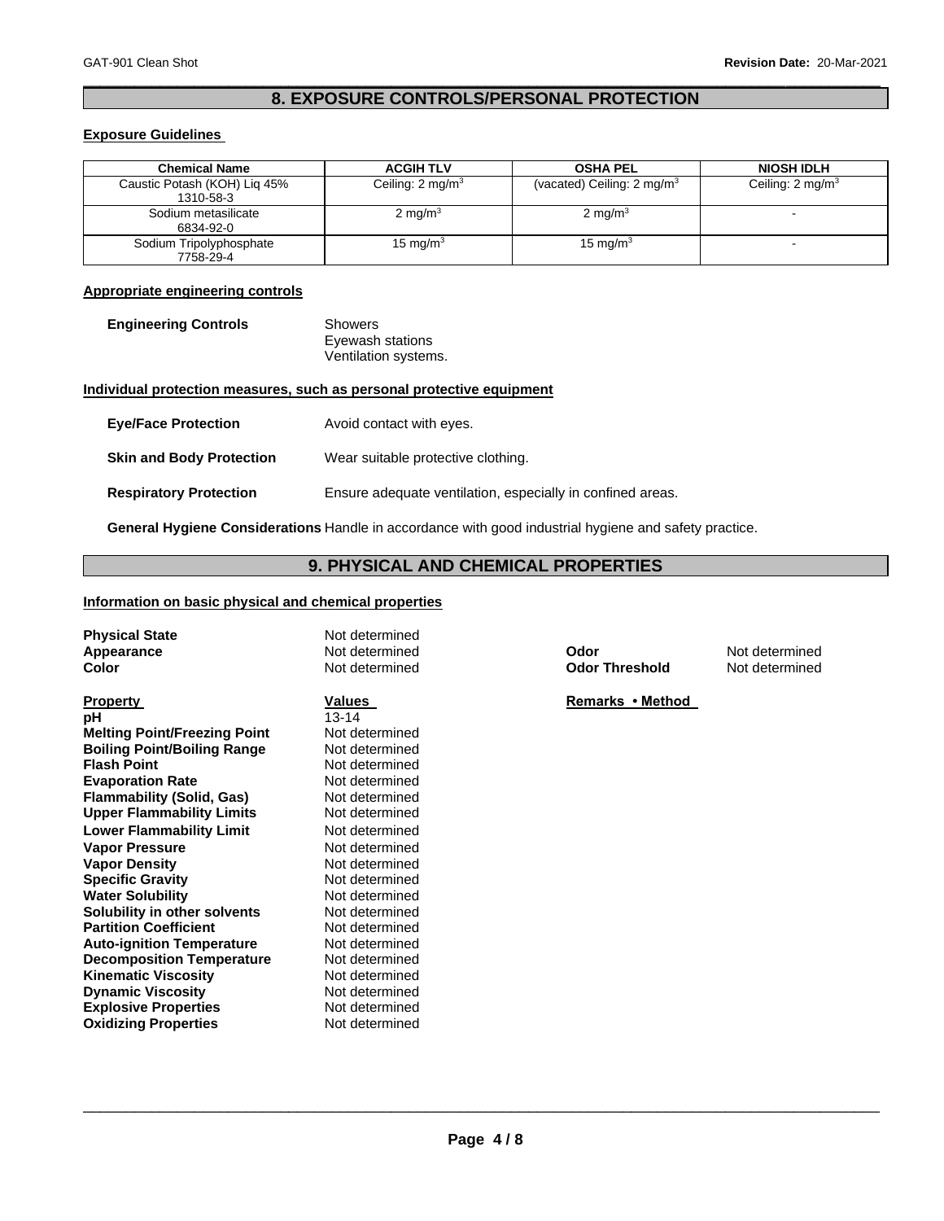## 8. EXPOSURE CONTROLS/PERSONAL PROTECTION

### Exposure Guidelines

| Chemical Name | ACGIH TLV | OSHA PEL | NIOSH IDLH |
|---|---|---|---|
| Caustic Potash (KOH) Liq 45%<br>1310-58-3 | Ceiling: 2 mg/m$^3$ | (vacated) Ceiling: 2 mg/m$^3$ | Ceiling: 2 mg/m$^3$ |
| Sodium metasilicate<br>6834-92-0 | 2 mg/m$^3$ | 2 mg/m$^3$ | - |
| Sodium Tripolyphosphate<br>7758-29-4 | 15 mg/m$^3$ | 15 mg/m$^3$ | - |

### Appropriate engineering controls

**Engineering Controls**
Showers
Eyewash stations
Ventilation systems.

### Individual protection measures, such as personal protective equipment

**Eye/Face Protection** Avoid contact with eyes.

**Skin and Body Protection** Wear suitable protective clothing.

**Respiratory Protection** Ensure adequate ventilation, especially in confined areas.

**General Hygiene Considerations** Handle in accordance with good industrial hygiene and safety practice.

## 9. PHYSICAL AND CHEMICAL PROPERTIES

### Information on basic physical and chemical properties

**Physical State** Not determined
**Appearance** Not determined
**Color** Not determined
**Odor** Not determined
**Odor Threshold** Not determined

| Property | Values | Remarks • Method |
|---|---|---|
| **pH** | 13-14 | |
| **Melting Point/Freezing Point** | Not determined | |
| **Boiling Point/Boiling Range** | Not determined | |
| **Flash Point** | Not determined | |
| **Evaporation Rate** | Not determined | |
| **Flammability (Solid, Gas)** | Not determined | |
| **Upper Flammability Limits** | Not determined | |
| **Lower Flammability Limit** | Not determined | |
| **Vapor Pressure** | Not determined | |
| **Vapor Density** | Not determined | |
| **Specific Gravity** | Not determined | |
| **Water Solubility** | Not determined | |
| **Solubility in other solvents** | Not determined | |
| **Partition Coefficient** | Not determined | |
| **Auto-ignition Temperature** | Not determined | |
| **Decomposition Temperature** | Not determined | |
| **Kinematic Viscosity** | Not determined | |
| **Dynamic Viscosity** | Not determined | |
| **Explosive Properties** | Not determined | |
| **Oxidizing Properties** | Not determined | |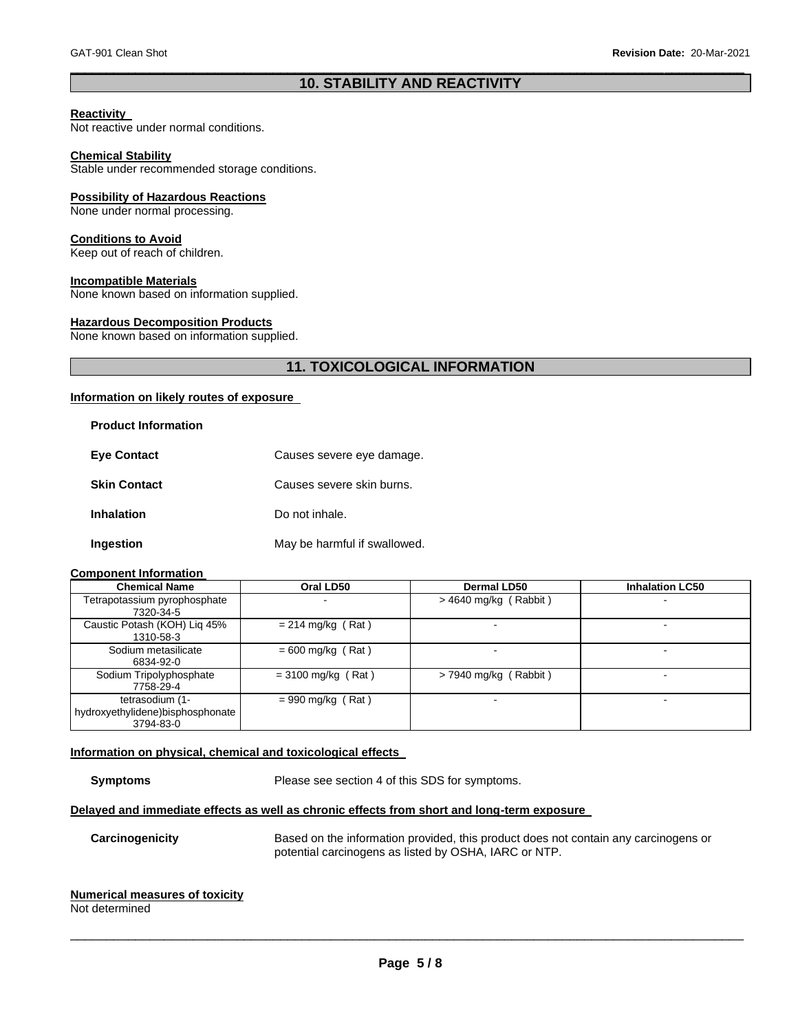## 10. STABILITY AND REACTIVITY

**Reactivity**
Not reactive under normal conditions.

**Chemical Stability**
Stable under recommended storage conditions.

**Possibility of Hazardous Reactions**
None under normal processing.

**Conditions to Avoid**
Keep out of reach of children.

**Incompatible Materials**
None known based on information supplied.

**Hazardous Decomposition Products**
None known based on information supplied.

## 11. TOXICOLOGICAL INFORMATION

**Information on likely routes of exposure**

**Product Information**

**Eye Contact** Causes severe eye damage.

**Skin Contact** Causes severe skin burns.

**Inhalation** Do not inhale.

**Ingestion** May be harmful if swallowed.

**Component Information**

| Chemical Name | Oral LD50 | Dermal LD50 | Inhalation LC50 |
|---|---|---|---|
| Tetrapotassium pyrophosphate 7320-34-5 | - | > 4640 mg/kg ( Rabbit ) | - |
| Caustic Potash (KOH) Liq 45% 1310-58-3 | = 214 mg/kg ( Rat ) | - | - |
| Sodium metasilicate 6834-92-0 | = 600 mg/kg ( Rat ) | - | - |
| Sodium Tripolyphosphate 7758-29-4 | = 3100 mg/kg ( Rat ) | > 7940 mg/kg ( Rabbit ) | - |
| tetrasodium (1-hydroxyethylidene)bisphosphonate 3794-83-0 | = 990 mg/kg ( Rat ) | - | - |

**Information on physical, chemical and toxicological effects**

**Symptoms** Please see section 4 of this SDS for symptoms.

**Delayed and immediate effects as well as chronic effects from short and long-term exposure**

**Carcinogenicity** Based on the information provided, this product does not contain any carcinogens or potential carcinogens as listed by OSHA, IARC or NTP.

**Numerical measures of toxicity**
Not determined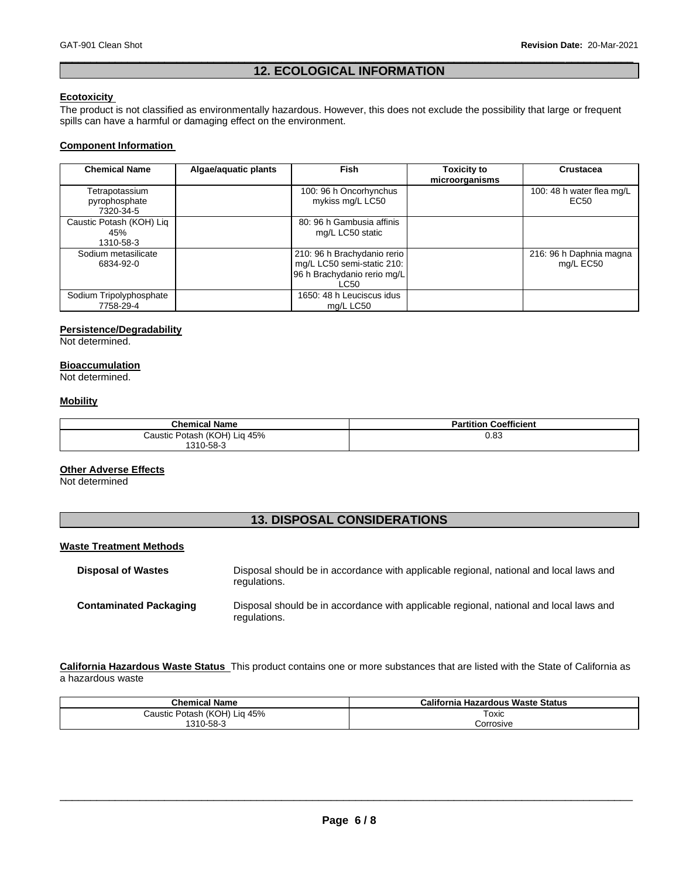## 12. ECOLOGICAL INFORMATION

### Ecotoxicity

The product is not classified as environmentally hazardous. However, this does not exclude the possibility that large or frequent spills can have a harmful or damaging effect on the environment.

### Component Information

| Chemical Name | Algae/aquatic plants | Fish | Toxicity to microorganisms | Crustacea |
|---|---|---|---|---|
| Tetrapotassium pyrophosphate 7320-34-5 | | 100: 96 h Oncorhynchus mykiss mg/L LC50 | | 100: 48 h water flea mg/L EC50 |
| Caustic Potash (KOH) Liq 45% 1310-58-3 | | 80: 96 h Gambusia affinis mg/L LC50 static | | |
| Sodium metasilicate 6834-92-0 | | 210: 96 h Brachydanio rerio mg/L LC50 semi-static 210: 96 h Brachydanio rerio mg/L LC50 | | 216: 96 h Daphnia magna mg/L EC50 |
| Sodium Tripolyphosphate 7758-29-4 | | 1650: 48 h Leuciscus idus mg/L LC50 | | |

### Persistence/Degradability

Not determined.

### Bioaccumulation

Not determined.

### Mobility

| Chemical Name | Partition Coefficient |
|---|---|
| Caustic Potash (KOH) Liq 45% 1310-58-3 | 0.83 |

### Other Adverse Effects

Not determined

## 13. DISPOSAL CONSIDERATIONS

### Waste Treatment Methods

**Disposal of Wastes** Disposal should be in accordance with applicable regional, national and local laws and regulations.

**Contaminated Packaging** Disposal should be in accordance with applicable regional, national and local laws and regulations.

**California Hazardous Waste Status** This product contains one or more substances that are listed with the State of California as a hazardous waste

| Chemical Name | California Hazardous Waste Status |
|---|---|
| Caustic Potash (KOH) Liq 45% 1310-58-3 | Toxic Corrosive |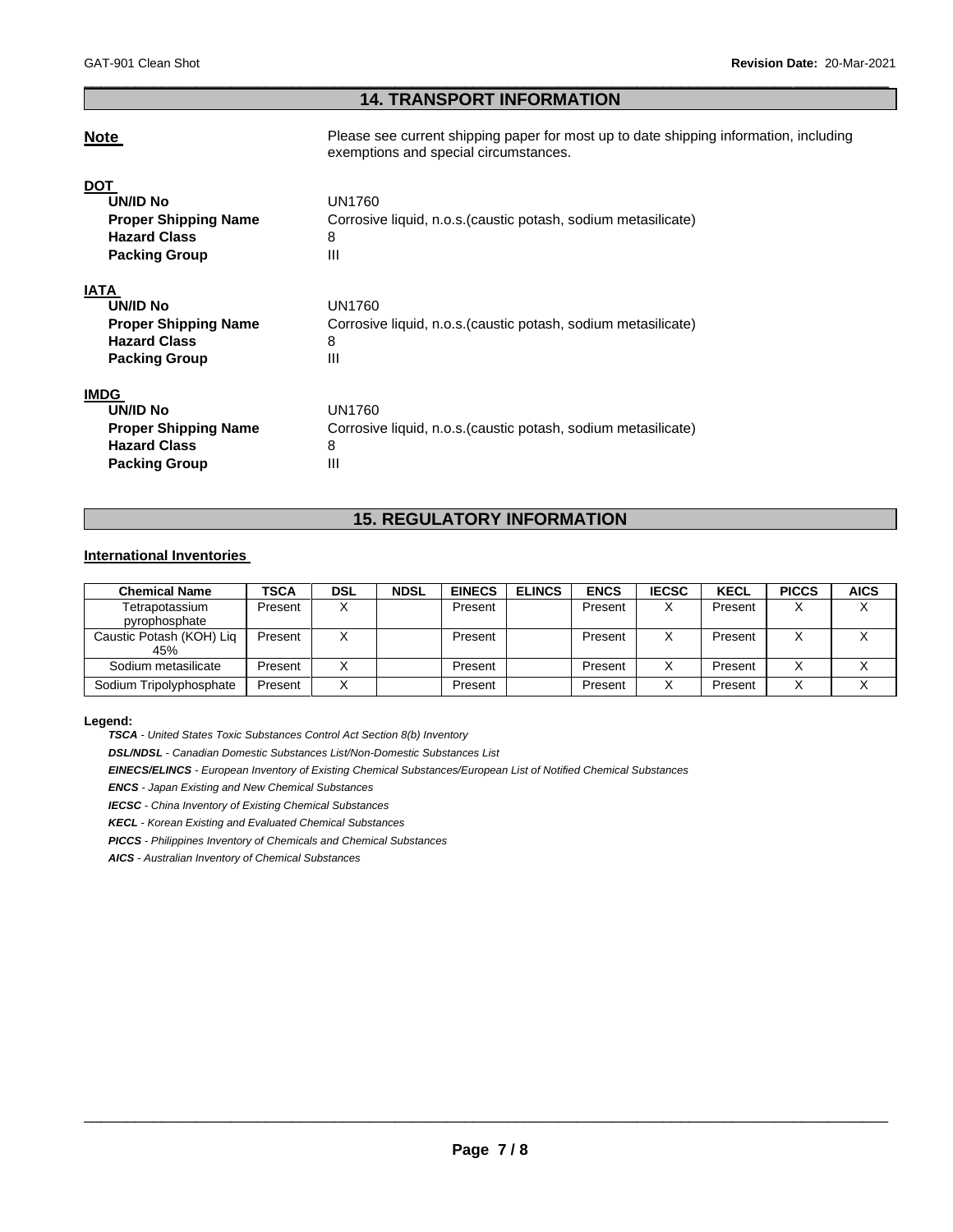## 14. TRANSPORT INFORMATION

**Note** Please see current shipping paper for most up to date shipping information, including exemptions and special circumstances.

**DOT**

| | |
|---|---|
| **UN/ID No** | UN1760 |
| **Proper Shipping Name** | Corrosive liquid, n.o.s.(caustic potash, sodium metasilicate) |
| **Hazard Class** | 8 |
| **Packing Group** | III |

**IATA**

| | |
|---|---|
| **UN/ID No** | UN1760 |
| **Proper Shipping Name** | Corrosive liquid, n.o.s.(caustic potash, sodium metasilicate) |
| **Hazard Class** | 8 |
| **Packing Group** | III |

**IMDG**

| | |
|---|---|
| **UN/ID No** | UN1760 |
| **Proper Shipping Name** | Corrosive liquid, n.o.s.(caustic potash, sodium metasilicate) |
| **Hazard Class** | 8 |
| **Packing Group** | III |

## 15. REGULATORY INFORMATION

**International Inventories**

| Chemical Name | TSCA | DSL | NDSL | EINECS | ELINCS | ENCS | IECSC | KECL | PICCS | AICS |
|---|---|---|---|---|---|---|---|---|---|---|
| Tetrapotassium pyrophosphate | Present | X | | Present | | Present | X | Present | X | X |
| Caustic Potash (KOH) Liq 45% | Present | X | | Present | | Present | X | Present | X | X |
| Sodium metasilicate | Present | X | | Present | | Present | X | Present | X | X |
| Sodium Tripolyphosphate | Present | X | | Present | | Present | X | Present | X | X |

**Legend:**

***TSCA*** *- United States Toxic Substances Control Act Section 8(b) Inventory*

***DSL/NDSL*** *- Canadian Domestic Substances List/Non-Domestic Substances List*

***EINECS/ELINCS*** *- European Inventory of Existing Chemical Substances/European List of Notified Chemical Substances*

***ENCS*** *- Japan Existing and New Chemical Substances*

***IECSC*** *- China Inventory of Existing Chemical Substances*

***KECL*** *- Korean Existing and Evaluated Chemical Substances*

***PICCS*** *- Philippines Inventory of Chemicals and Chemical Substances*

***AICS*** *- Australian Inventory of Chemical Substances*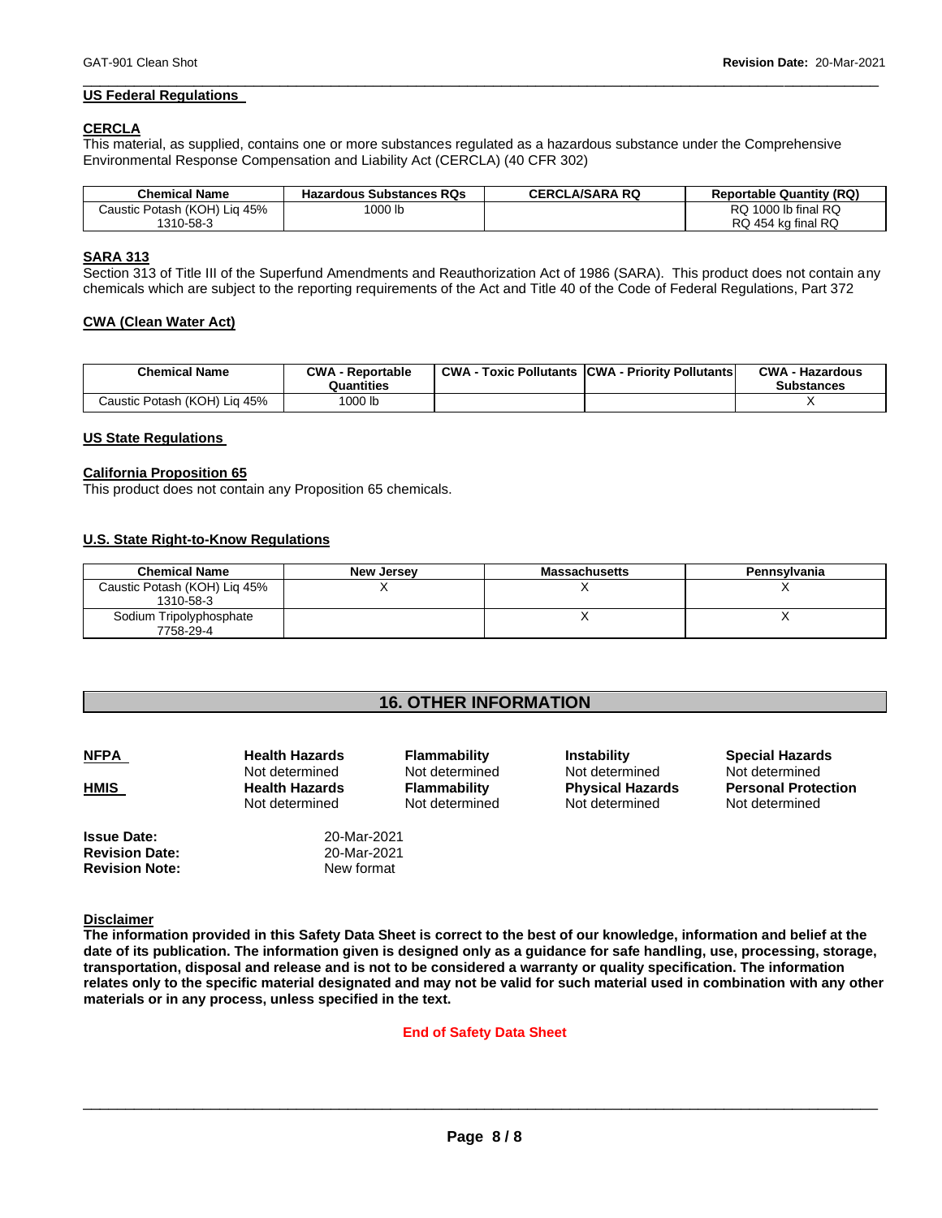### US Federal Regulations

#### CERCLA

This material, as supplied, contains one or more substances regulated as a hazardous substance under the Comprehensive Environmental Response Compensation and Liability Act (CERCLA) (40 CFR 302)

| Chemical Name | Hazardous Substances RQs | CERCLA/SARA RQ | Reportable Quantity (RQ) |
|---|---|---|---|
| Caustic Potash (KOH) Liq 45%<br>1310-58-3 | 1000 lb | | RQ 1000 lb final RQ<br>RQ 454 kg final RQ |

#### SARA 313

Section 313 of Title III of the Superfund Amendments and Reauthorization Act of 1986 (SARA). This product does not contain any chemicals which are subject to the reporting requirements of the Act and Title 40 of the Code of Federal Regulations, Part 372

#### CWA (Clean Water Act)

| Chemical Name | CWA - Reportable Quantities | CWA - Toxic Pollutants | CWA - Priority Pollutants | CWA - Hazardous Substances |
|---|---|---|---|---|
| Caustic Potash (KOH) Liq 45% | 1000 lb | | | X |

### US State Regulations

#### California Proposition 65

This product does not contain any Proposition 65 chemicals.

#### U.S. State Right-to-Know Regulations

| Chemical Name | New Jersey | Massachusetts | Pennsylvania |
|---|---|---|---|
| Caustic Potash (KOH) Liq 45%<br>1310-58-3 | X | X | X |
| Sodium Tripolyphosphate<br>7758-29-4 | | X | X |

## 16. OTHER INFORMATION

| | | | | |
|---|---|---|---|---|
| **NFPA** | **Health Hazards**<br>Not determined | **Flammability**<br>Not determined | **Instability**<br>Not determined | **Special Hazards**<br>Not determined |
| **HMIS** | **Health Hazards**<br>Not determined | **Flammability**<br>Not determined | **Physical Hazards**<br>Not determined | **Personal Protection**<br>Not determined |

**Issue Date:** 20-Mar-2021
**Revision Date:** 20-Mar-2021
**Revision Note:** New format

#### Disclaimer

**The information provided in this Safety Data Sheet is correct to the best of our knowledge, information and belief at the date of its publication. The information given is designed only as a guidance for safe handling, use, processing, storage, transportation, disposal and release and is not to be considered a warranty or quality specification. The information relates only to the specific material designated and may not be valid for such material used in combination with any other materials or in any process, unless specified in the text.**

**End of Safety Data Sheet**